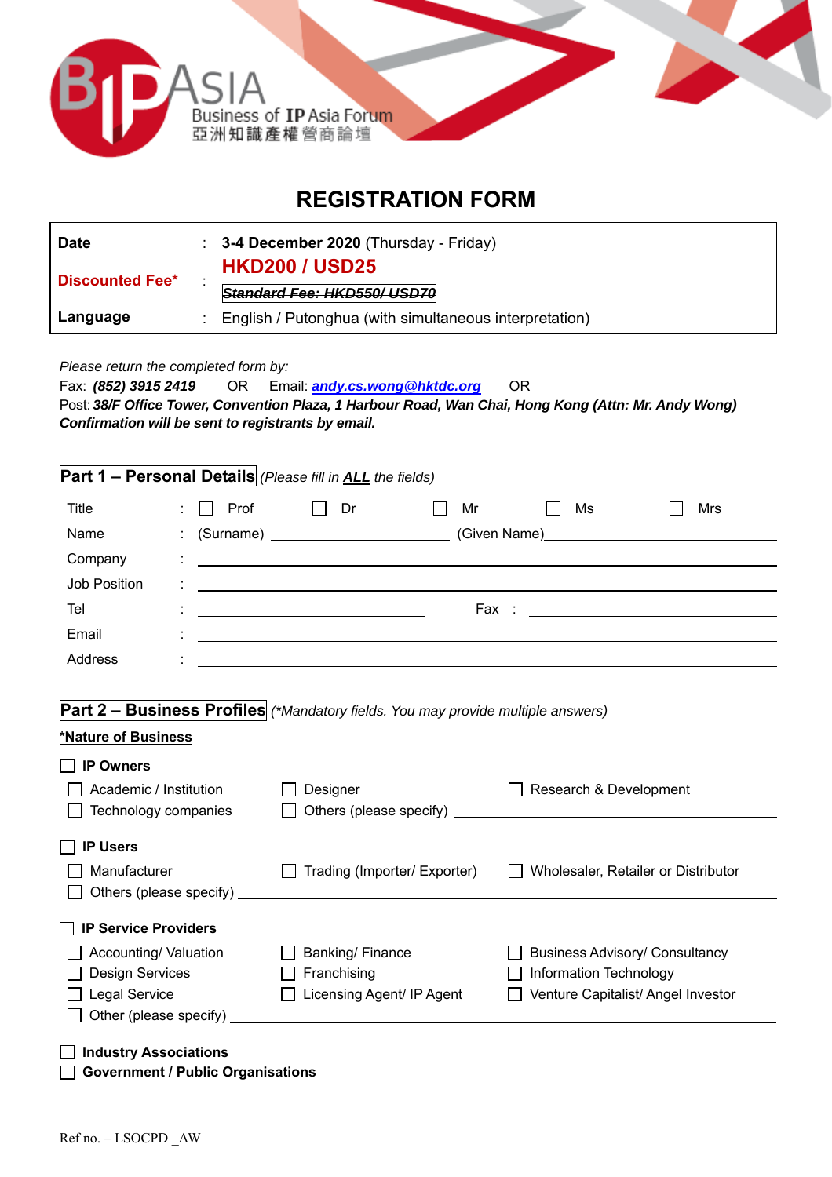BIPASIA Business of IP Asia Forum 亞洲知識產權營商論壇

# REGISTRATION FORM

| | | |
|---|---|---|
| **Date** | : | **3-4 December 2020** (Thursday - Friday) |
| **Discounted Fee*** | : | **HKD200 / USD25** ~~Standard Fee: HKD550/ USD70~~ |
| **Language** | : | English / Putonghua (with simultaneous interpretation) |

*Please return the completed form by:*
Fax: ***(852) 3915 2419*** OR Email: ***andy.cs.wong@hktdc.org*** OR
Post: ***38/F Office Tower, Convention Plaza, 1 Harbour Road, Wan Chai, Hong Kong (Attn: Mr. Andy Wong)***
***Confirmation will be sent to registrants by email.***

## Part 1 – Personal Details *(Please fill in **ALL** the fields)*

Title : ☐ Prof ☐ Dr ☐ Mr ☐ Ms ☐ Mrs

Name : (Surname) ____________________ (Given Name) ____________________

Company : ____________________

Job Position : ____________________

Tel : ____________________ Fax : ____________________

Email : ____________________

Address : ____________________

## Part 2 – Business Profiles *(\*Mandatory fields. You may provide multiple answers)*

***Nature of Business**

☐ **IP Owners**

☐ Academic / Institution ☐ Designer ☐ Research & Development

☐ Technology companies ☐ Others (please specify) ____________________

☐ **IP Users**

☐ Manufacturer ☐ Trading (Importer/ Exporter) ☐ Wholesaler, Retailer or Distributor

☐ Others (please specify) ____________________

☐ **IP Service Providers**

☐ Accounting/ Valuation ☐ Banking/ Finance ☐ Business Advisory/ Consultancy

☐ Design Services ☐ Franchising ☐ Information Technology

☐ Legal Service ☐ Licensing Agent/ IP Agent ☐ Venture Capitalist/ Angel Investor

☐ Other (please specify) ____________________

☐ **Industry Associations**

☐ **Government / Public Organisations**

Ref no. – LSOCPD _AW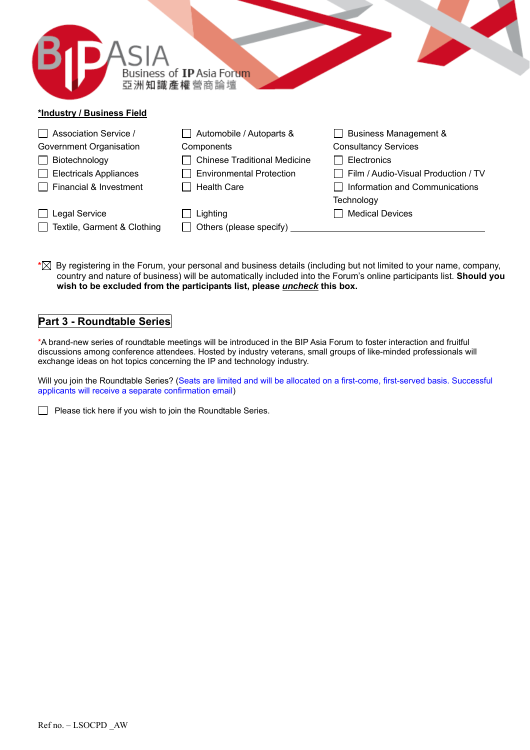**Industry / Business Field**

☐ Association Service / Government Organisation
☐ Automobile / Autoparts & Components
☐ Business Management & Consultancy Services
☐ Biotechnology
☐ Chinese Traditional Medicine
☐ Electronics
☐ Electricals Appliances
☐ Environmental Protection
☐ Film / Audio-Visual Production / TV
☐ Financial & Investment
☐ Health Care
☐ Information and Communications Technology
☐ Legal Service
☐ Lighting
☐ Medical Devices
☐ Textile, Garment & Clothing
☐ Others (please specify) ____________________________________

*☒ By registering in the Forum, your personal and business details (including but not limited to your name, company, country and nature of business) will be automatically included into the Forum's online participants list. **Should you wish to be excluded from the participants list, please _uncheck_ this box.**

## Part 3 - Roundtable Series

*A brand-new series of roundtable meetings will be introduced in the BIP Asia Forum to foster interaction and fruitful discussions among conference attendees. Hosted by industry veterans, small groups of like-minded professionals will exchange ideas on hot topics concerning the IP and technology industry.

Will you join the Roundtable Series? (Seats are limited and will be allocated on a first-come, first-served basis. Successful applicants will receive a separate confirmation email)

☐ Please tick here if you wish to join the Roundtable Series.

Ref no. – LSOCPD _AW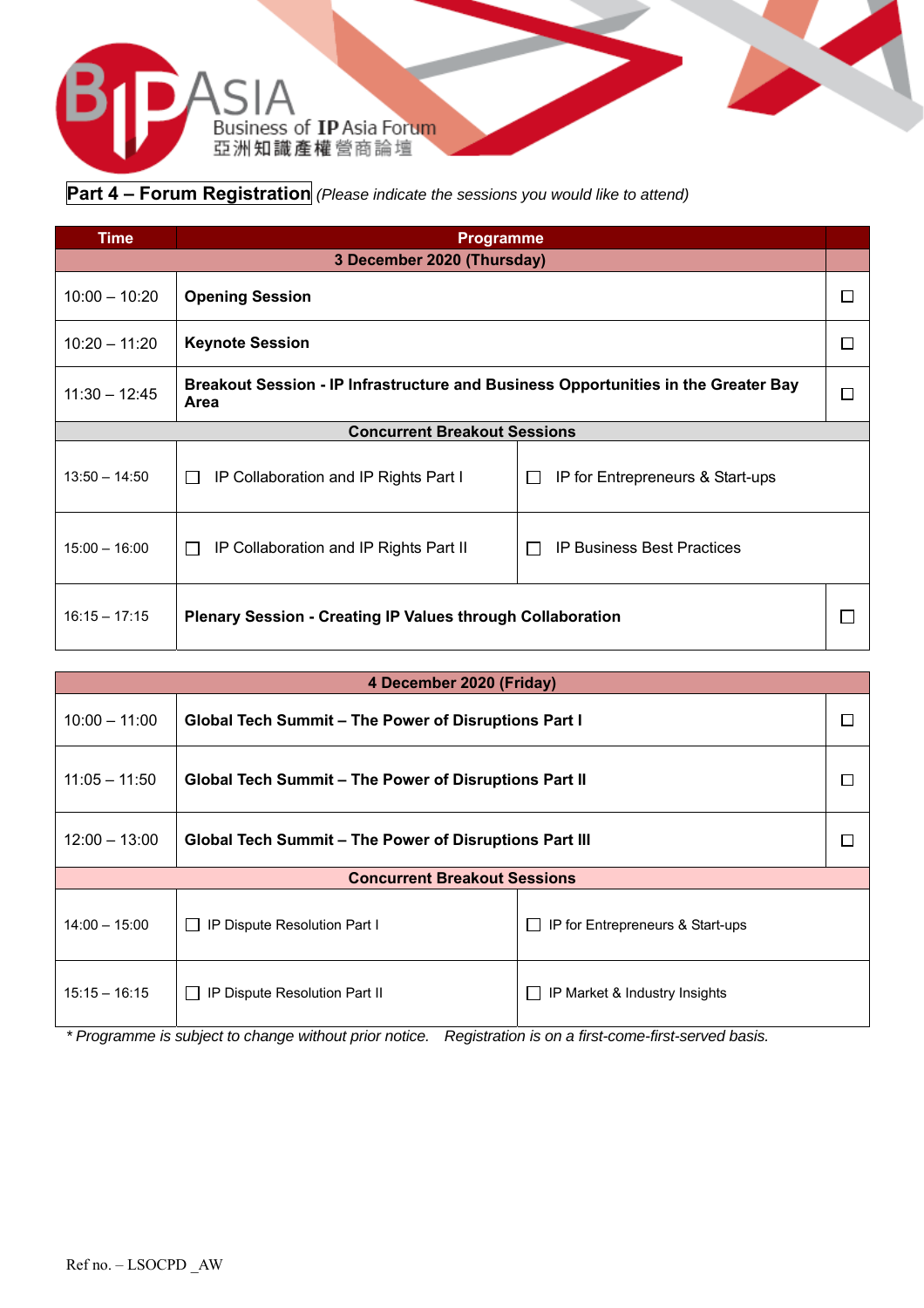BIP ASIA
Business of IP Asia Forum
亞洲知識產權營商論壇

## Part 4 – Forum Registration *(Please indicate the sessions you would like to attend)*

| Time | Programme | | |
|---|---|---|---|
| **3 December 2020 (Thursday)** | | | |
| 10:00 – 10:20 | **Opening Session** | | ☐ |
| 10:20 – 11:20 | **Keynote Session** | | ☐ |
| 11:30 – 12:45 | **Breakout Session - IP Infrastructure and Business Opportunities in the Greater Bay Area** | | ☐ |
| **Concurrent Breakout Sessions** | | | |
| 13:50 – 14:50 | ☐ IP Collaboration and IP Rights Part I | ☐ IP for Entrepreneurs & Start-ups | |
| 15:00 – 16:00 | ☐ IP Collaboration and IP Rights Part II | ☐ IP Business Best Practices | |
| 16:15 – 17:15 | **Plenary Session - Creating IP Values through Collaboration** | | ☐ |

| **4 December 2020 (Friday)** | | | |
|---|---|---|---|
| 10:00 – 11:00 | **Global Tech Summit – The Power of Disruptions Part I** | | ☐ |
| 11:05 – 11:50 | **Global Tech Summit – The Power of Disruptions Part II** | | ☐ |
| 12:00 – 13:00 | **Global Tech Summit – The Power of Disruptions Part III** | | ☐ |
| **Concurrent Breakout Sessions** | | | |
| 14:00 – 15:00 | ☐ IP Dispute Resolution Part I | ☐ IP for Entrepreneurs & Start-ups | |
| 15:15 – 16:15 | ☐ IP Dispute Resolution Part II | ☐ IP Market & Industry Insights | |

*\* Programme is subject to change without prior notice. Registration is on a first-come-first-served basis.*

Ref no. – LSOCPD _AW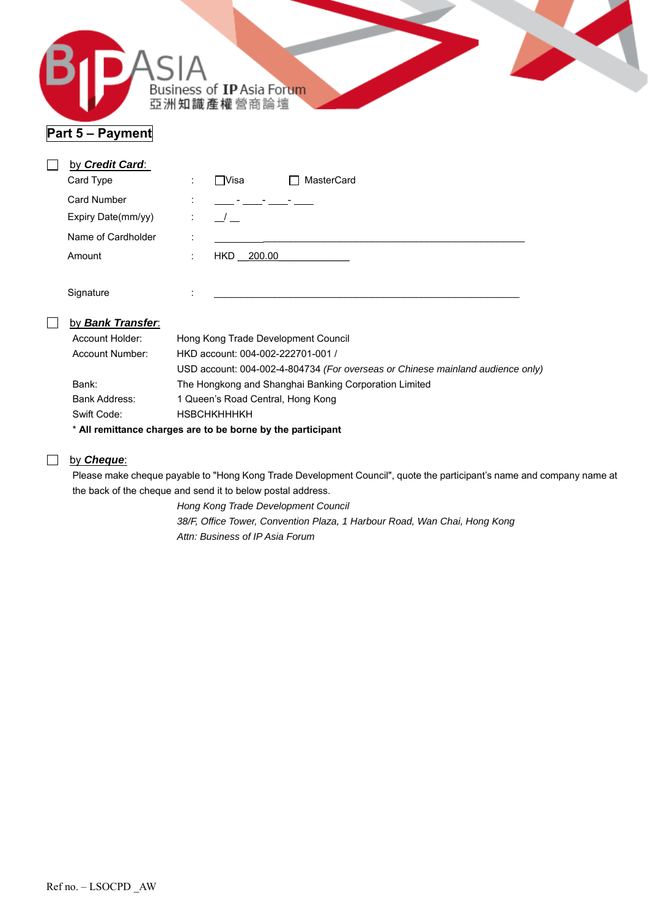## Part 5 – Payment

☐ by ***Credit Card***:

| | | |
|---|---|---|
| Card Type | : | ☐Visa ☐ MasterCard |
| Card Number | : | ____ - ____- ____- ____ |
| Expiry Date(mm/yy) | : | __/ __ |
| Name of Cardholder | : | ______________________________ |
| Amount | : | HKD 200.00 |
| Signature | : | ______________________________ |

☐ by ***Bank Transfer***:

| | |
|---|---|
| Account Holder: | Hong Kong Trade Development Council |
| Account Number: | HKD account: 004-002-222701-001 / |
| | USD account: 004-002-4-804734 *(For overseas or Chinese mainland audience only)* |
| Bank: | The Hongkong and Shanghai Banking Corporation Limited |
| Bank Address: | 1 Queen's Road Central, Hong Kong |
| Swift Code: | HSBCHKHHHKH |

**\* All remittance charges are to be borne by the participant**

☐ by ***Cheque***:

Please make cheque payable to "Hong Kong Trade Development Council", quote the participant's name and company name at the back of the cheque and send it to below postal address.

*Hong Kong Trade Development Council*
*38/F, Office Tower, Convention Plaza, 1 Harbour Road, Wan Chai, Hong Kong*
*Attn: Business of IP Asia Forum*

Ref no. – LSOCPD _AW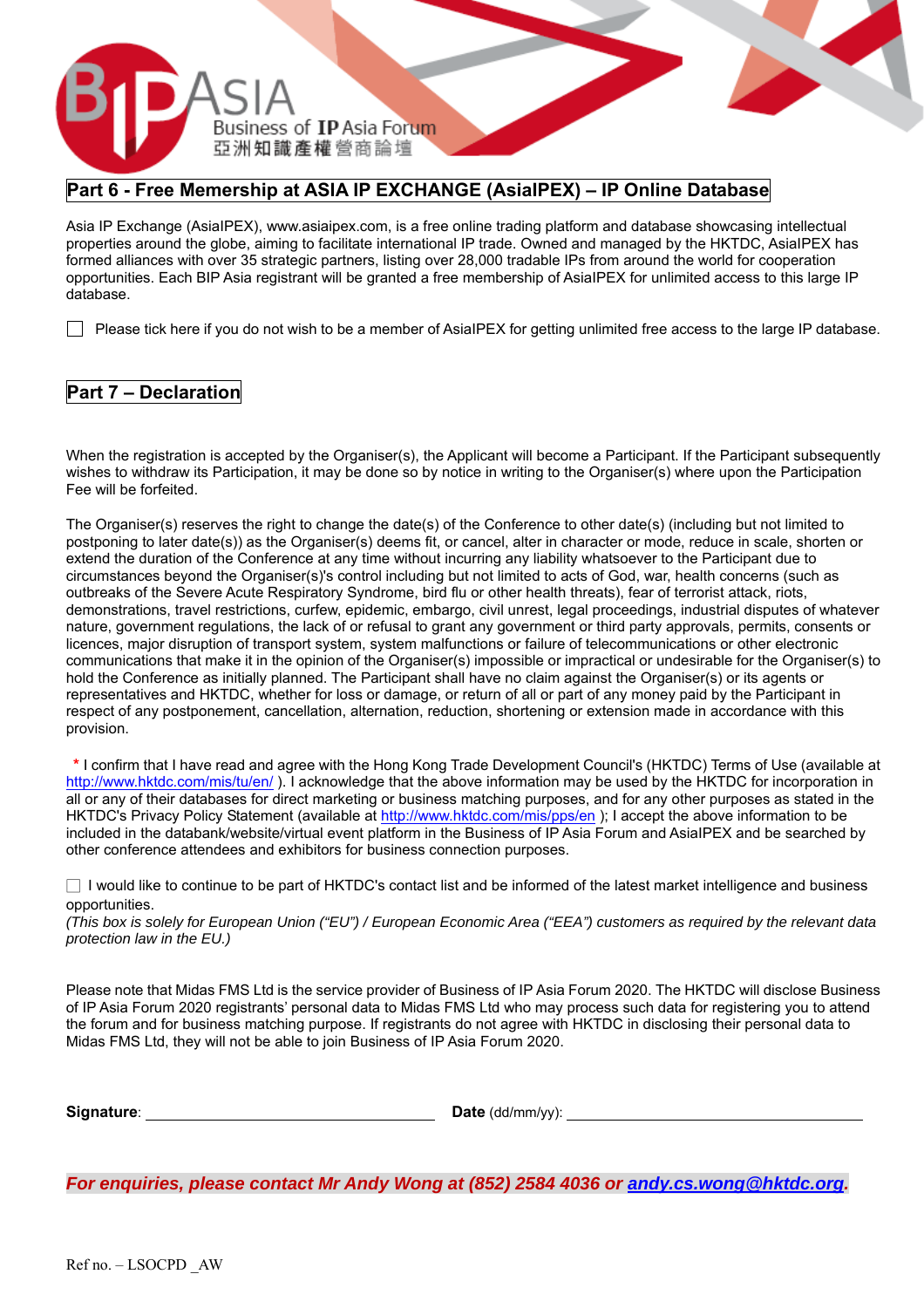BIP ASIA
Business of IP Asia Forum
亞洲知識產權營商論壇

## Part 6 - Free Memership at ASIA IP EXCHANGE (AsiaIPEX) – IP Online Database

Asia IP Exchange (AsiaIPEX), www.asiaipex.com, is a free online trading platform and database showcasing intellectual properties around the globe, aiming to facilitate international IP trade. Owned and managed by the HKTDC, AsiaIPEX has formed alliances with over 35 strategic partners, listing over 28,000 tradable IPs from around the world for cooperation opportunities. Each BIP Asia registrant will be granted a free membership of AsiaIPEX for unlimited access to this large IP database.

☐ Please tick here if you do not wish to be a member of AsiaIPEX for getting unlimited free access to the large IP database.

## Part 7 – Declaration

When the registration is accepted by the Organiser(s), the Applicant will become a Participant. If the Participant subsequently wishes to withdraw its Participation, it may be done so by notice in writing to the Organiser(s) where upon the Participation Fee will be forfeited.

The Organiser(s) reserves the right to change the date(s) of the Conference to other date(s) (including but not limited to postponing to later date(s)) as the Organiser(s) deems fit, or cancel, alter in character or mode, reduce in scale, shorten or extend the duration of the Conference at any time without incurring any liability whatsoever to the Participant due to circumstances beyond the Organiser(s)'s control including but not limited to acts of God, war, health concerns (such as outbreaks of the Severe Acute Respiratory Syndrome, bird flu or other health threats), fear of terrorist attack, riots, demonstrations, travel restrictions, curfew, epidemic, embargo, civil unrest, legal proceedings, industrial disputes of whatever nature, government regulations, the lack of or refusal to grant any government or third party approvals, permits, consents or licences, major disruption of transport system, system malfunctions or failure of telecommunications or other electronic communications that make it in the opinion of the Organiser(s) impossible or impractical or undesirable for the Organiser(s) to hold the Conference as initially planned. The Participant shall have no claim against the Organiser(s) or its agents or representatives and HKTDC, whether for loss or damage, or return of all or part of any money paid by the Participant in respect of any postponement, cancellation, alternation, reduction, shortening or extension made in accordance with this provision.

\* I confirm that I have read and agree with the Hong Kong Trade Development Council's (HKTDC) Terms of Use (available at http://www.hktdc.com/mis/tu/en/ ). I acknowledge that the above information may be used by the HKTDC for incorporation in all or any of their databases for direct marketing or business matching purposes, and for any other purposes as stated in the HKTDC's Privacy Policy Statement (available at http://www.hktdc.com/mis/pps/en ); I accept the above information to be included in the databank/website/virtual event platform in the Business of IP Asia Forum and AsiaIPEX and be searched by other conference attendees and exhibitors for business connection purposes.

☐ I would like to continue to be part of HKTDC's contact list and be informed of the latest market intelligence and business opportunities.
*(This box is solely for European Union ("EU") / European Economic Area ("EEA") customers as required by the relevant data protection law in the EU.)*

Please note that Midas FMS Ltd is the service provider of Business of IP Asia Forum 2020. The HKTDC will disclose Business of IP Asia Forum 2020 registrants' personal data to Midas FMS Ltd who may process such data for registering you to attend the forum and for business matching purpose. If registrants do not agree with HKTDC in disclosing their personal data to Midas FMS Ltd, they will not be able to join Business of IP Asia Forum 2020.

**Signature**: ______________________________ **Date** (dd/mm/yy): ______________________________

***For enquiries, please contact Mr Andy Wong at (852) 2584 4036 or andy.cs.wong@hktdc.org.***

Ref no. – LSOCPD _AW